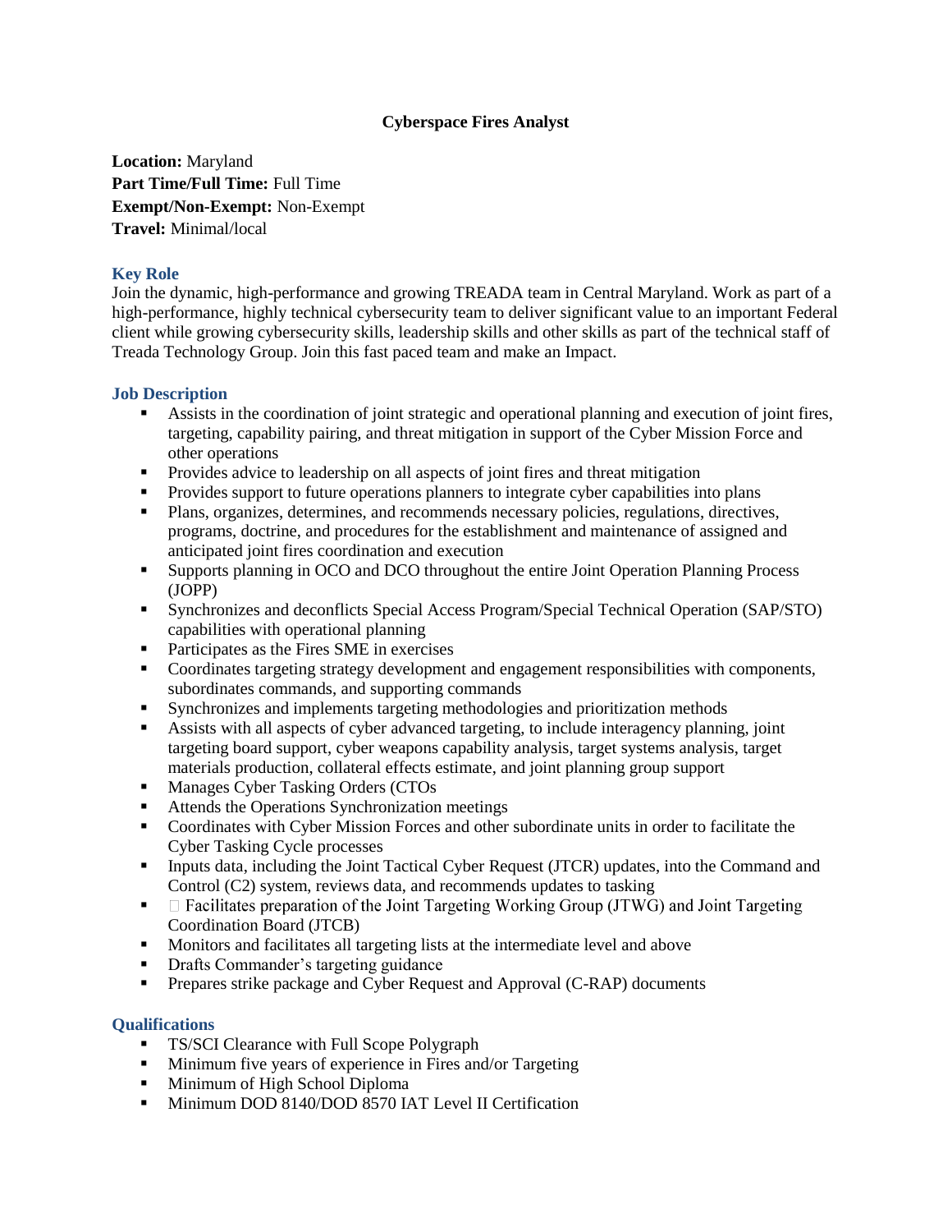# Cyberspace Fires Analyst

**Location:** Maryland
**Part Time/Full Time:** Full Time
**Exempt/Non-Exempt:** Non-Exempt
**Travel:** Minimal/local

## Key Role

Join the dynamic, high-performance and growing TREADA team in Central Maryland. Work as part of a high-performance, highly technical cybersecurity team to deliver significant value to an important Federal client while growing cybersecurity skills, leadership skills and other skills as part of the technical staff of Treada Technology Group. Join this fast paced team and make an Impact.

## Job Description

- Assists in the coordination of joint strategic and operational planning and execution of joint fires, targeting, capability pairing, and threat mitigation in support of the Cyber Mission Force and other operations
- Provides advice to leadership on all aspects of joint fires and threat mitigation
- Provides support to future operations planners to integrate cyber capabilities into plans
- Plans, organizes, determines, and recommends necessary policies, regulations, directives, programs, doctrine, and procedures for the establishment and maintenance of assigned and anticipated joint fires coordination and execution
- Supports planning in OCO and DCO throughout the entire Joint Operation Planning Process (JOPP)
- Synchronizes and deconflicts Special Access Program/Special Technical Operation (SAP/STO) capabilities with operational planning
- Participates as the Fires SME in exercises
- Coordinates targeting strategy development and engagement responsibilities with components, subordinates commands, and supporting commands
- Synchronizes and implements targeting methodologies and prioritization methods
- Assists with all aspects of cyber advanced targeting, to include interagency planning, joint targeting board support, cyber weapons capability analysis, target systems analysis, target materials production, collateral effects estimate, and joint planning group support
- Manages Cyber Tasking Orders (CTOs
- Attends the Operations Synchronization meetings
- Coordinates with Cyber Mission Forces and other subordinate units in order to facilitate the Cyber Tasking Cycle processes
- Inputs data, including the Joint Tactical Cyber Request (JTCR) updates, into the Command and Control (C2) system, reviews data, and recommends updates to tasking
- Facilitates preparation of the Joint Targeting Working Group (JTWG) and Joint Targeting Coordination Board (JTCB)
- Monitors and facilitates all targeting lists at the intermediate level and above
- Drafts Commander's targeting guidance
- Prepares strike package and Cyber Request and Approval (C-RAP) documents

## Qualifications

- TS/SCI Clearance with Full Scope Polygraph
- Minimum five years of experience in Fires and/or Targeting
- Minimum of High School Diploma
- Minimum DOD 8140/DOD 8570 IAT Level II Certification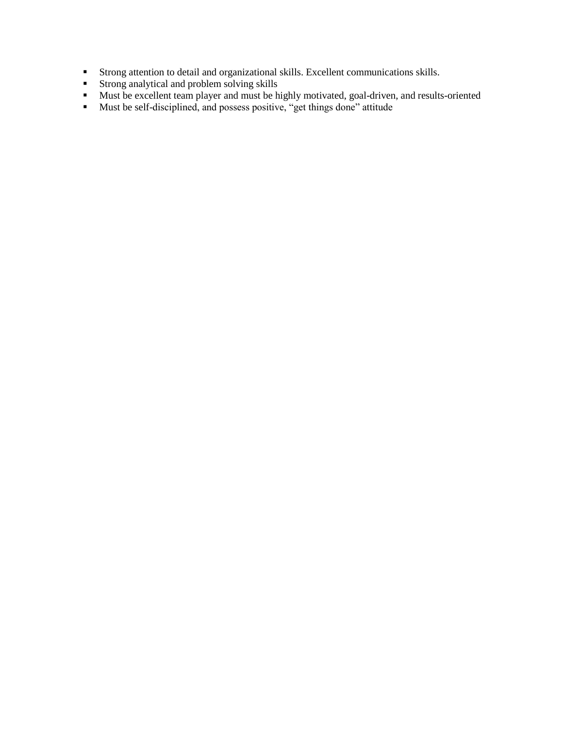- Strong attention to detail and organizational skills. Excellent communications skills.
- Strong analytical and problem solving skills
- Must be excellent team player and must be highly motivated, goal-driven, and results-oriented
- Must be self-disciplined, and possess positive, “get things done” attitude